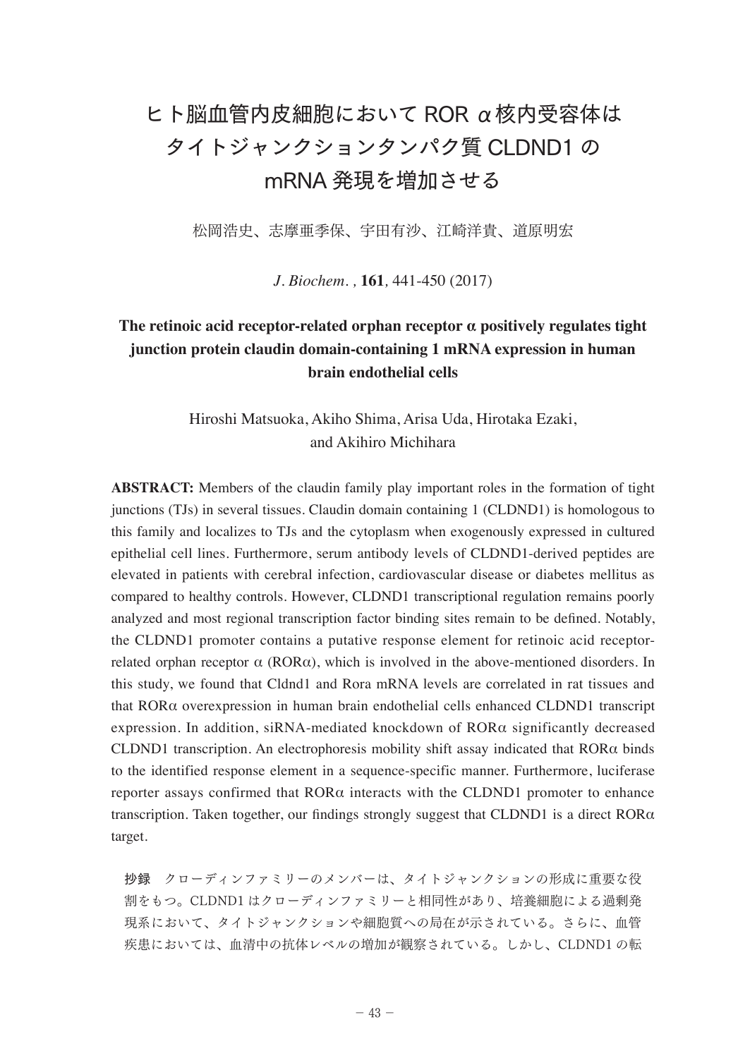# ヒト脳血管内皮細胞において ROR α核内受容体はタイトジャンクションタンパク質 CLDND1 の mRNA 発現を増加させる

松岡浩史、志摩亜季保、宇田有沙、江崎洋貴、道原明宏

*J. Biochem.*, **161**, 441-450 (2017)

## The retinoic acid receptor-related orphan receptor α positively regulates tight junction protein claudin domain-containing 1 mRNA expression in human brain endothelial cells

Hiroshi Matsuoka, Akiho Shima, Arisa Uda, Hirotaka Ezaki, and Akihiro Michihara

**ABSTRACT:** Members of the claudin family play important roles in the formation of tight junctions (TJs) in several tissues. Claudin domain containing 1 (CLDND1) is homologous to this family and localizes to TJs and the cytoplasm when exogenously expressed in cultured epithelial cell lines. Furthermore, serum antibody levels of CLDND1-derived peptides are elevated in patients with cerebral infection, cardiovascular disease or diabetes mellitus as compared to healthy controls. However, CLDND1 transcriptional regulation remains poorly analyzed and most regional transcription factor binding sites remain to be defined. Notably, the CLDND1 promoter contains a putative response element for retinoic acid receptor-related orphan receptor α (RORα), which is involved in the above-mentioned disorders. In this study, we found that Cldnd1 and Rora mRNA levels are correlated in rat tissues and that RORα overexpression in human brain endothelial cells enhanced CLDND1 transcript expression. In addition, siRNA-mediated knockdown of RORα significantly decreased CLDND1 transcription. An electrophoresis mobility shift assay indicated that RORα binds to the identified response element in a sequence-specific manner. Furthermore, luciferase reporter assays confirmed that RORα interacts with the CLDND1 promoter to enhance transcription. Taken together, our findings strongly suggest that CLDND1 is a direct RORα target.

**抄録**　クローディンファミリーのメンバーは、タイトジャンクションの形成に重要な役割をもつ。CLDND1 はクローディンファミリーと相同性があり、培養細胞による過剰発現系において、タイトジャンクションや細胞質への局在が示されている。さらに、血管疾患においては、血清中の抗体レベルの増加が観察されている。しかし、CLDND1 の転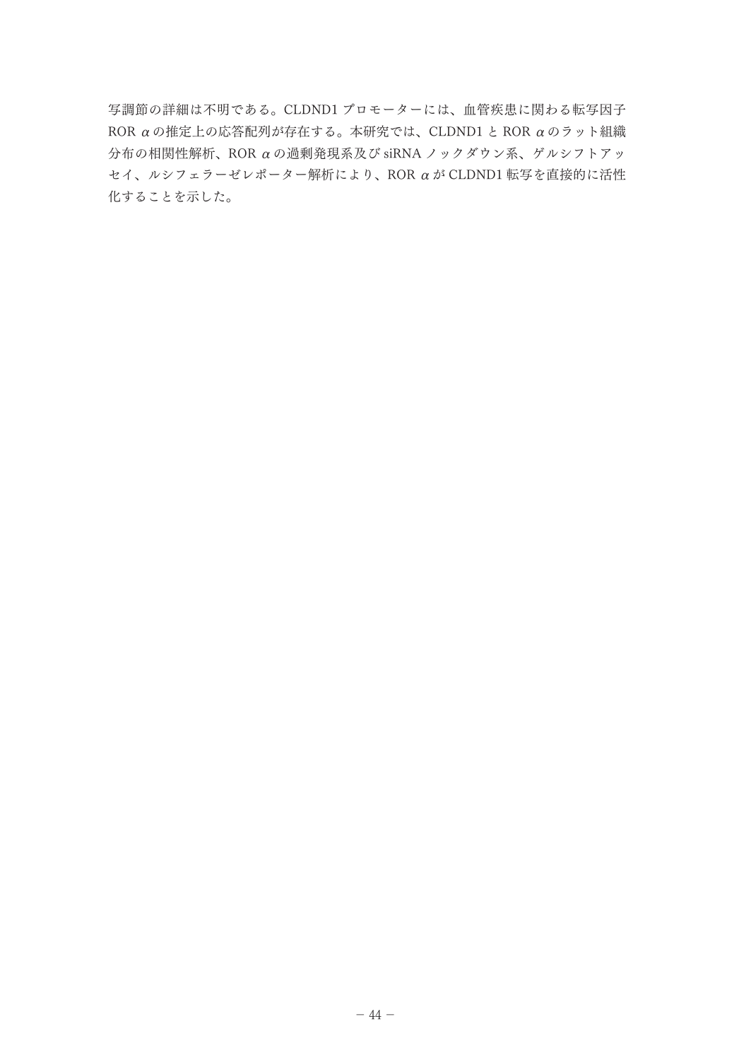写調節の詳細は不明である。CLDND1 プロモーターには、血管疾患に関わる転写因子 ROR αの推定上の応答配列が存在する。本研究では、CLDND1 と ROR αのラット組織分布の相関性解析、ROR αの過剰発現系及び siRNA ノックダウン系、ゲルシフトアッセイ、ルシフェラーゼレポーター解析により、ROR αが CLDND1 転写を直接的に活性化することを示した。